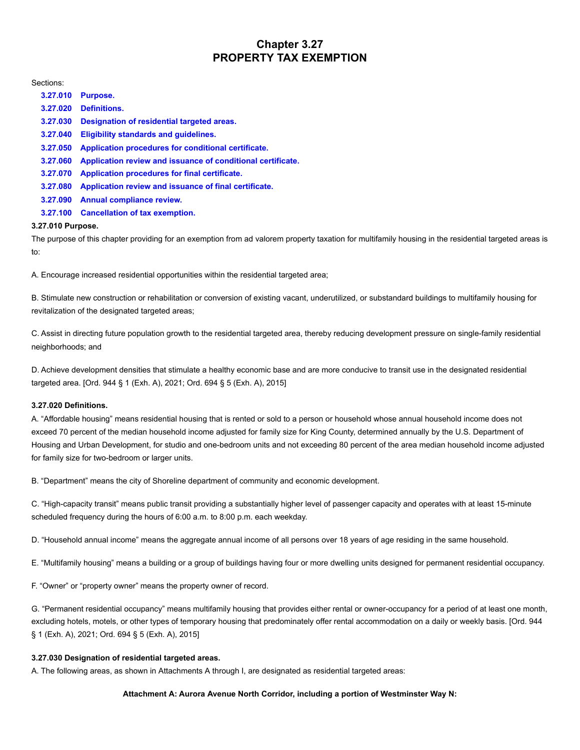# Chapter 3.27
# PROPERTY TAX EXEMPTION

Sections:

- **3.27.010 Purpose.**
- **3.27.020 Definitions.**
- **3.27.030 Designation of residential targeted areas.**
- **3.27.040 Eligibility standards and guidelines.**
- **3.27.050 Application procedures for conditional certificate.**
- **3.27.060 Application review and issuance of conditional certificate.**
- **3.27.070 Application procedures for final certificate.**
- **3.27.080 Application review and issuance of final certificate.**
- **3.27.090 Annual compliance review.**
- **3.27.100 Cancellation of tax exemption.**

**3.27.010 Purpose.**

The purpose of this chapter providing for an exemption from ad valorem property taxation for multifamily housing in the residential targeted areas is to:

A. Encourage increased residential opportunities within the residential targeted area;

B. Stimulate new construction or rehabilitation or conversion of existing vacant, underutilized, or substandard buildings to multifamily housing for revitalization of the designated targeted areas;

C. Assist in directing future population growth to the residential targeted area, thereby reducing development pressure on single-family residential neighborhoods; and

D. Achieve development densities that stimulate a healthy economic base and are more conducive to transit use in the designated residential targeted area. [Ord. 944 § 1 (Exh. A), 2021; Ord. 694 § 5 (Exh. A), 2015]

**3.27.020 Definitions.**

A. "Affordable housing" means residential housing that is rented or sold to a person or household whose annual household income does not exceed 70 percent of the median household income adjusted for family size for King County, determined annually by the U.S. Department of Housing and Urban Development, for studio and one-bedroom units and not exceeding 80 percent of the area median household income adjusted for family size for two-bedroom or larger units.

B. "Department" means the city of Shoreline department of community and economic development.

C. "High-capacity transit" means public transit providing a substantially higher level of passenger capacity and operates with at least 15-minute scheduled frequency during the hours of 6:00 a.m. to 8:00 p.m. each weekday.

D. "Household annual income" means the aggregate annual income of all persons over 18 years of age residing in the same household.

E. "Multifamily housing" means a building or a group of buildings having four or more dwelling units designed for permanent residential occupancy.

F. "Owner" or "property owner" means the property owner of record.

G. "Permanent residential occupancy" means multifamily housing that provides either rental or owner-occupancy for a period of at least one month, excluding hotels, motels, or other types of temporary housing that predominately offer rental accommodation on a daily or weekly basis. [Ord. 944 § 1 (Exh. A), 2021; Ord. 694 § 5 (Exh. A), 2015]

**3.27.030 Designation of residential targeted areas.**

A. The following areas, as shown in Attachments A through I, are designated as residential targeted areas:

**Attachment A: Aurora Avenue North Corridor, including a portion of Westminster Way N:**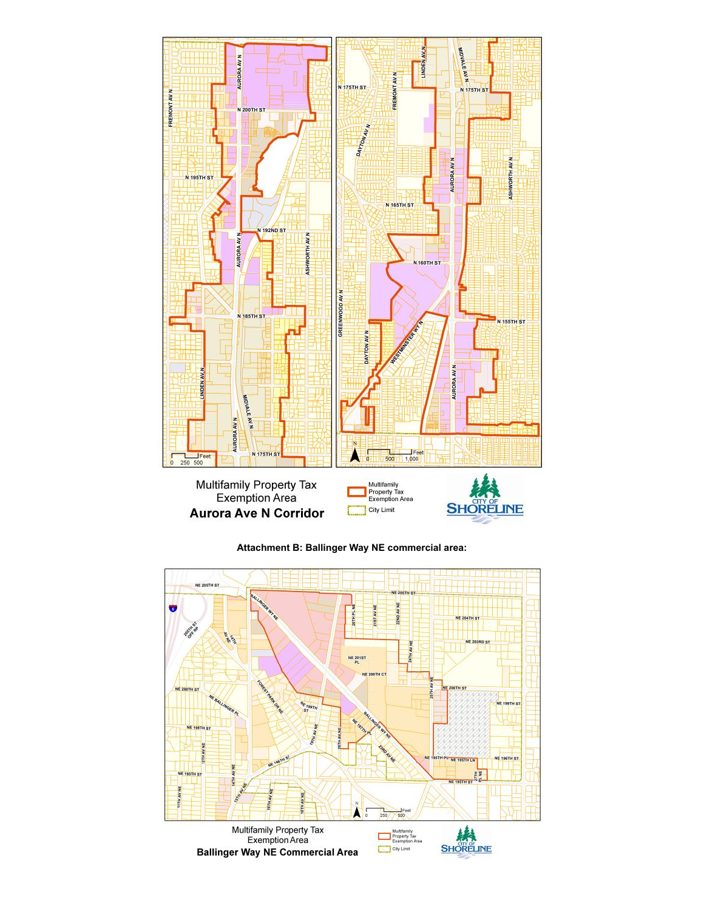Multifamily Property Tax Exemption Area
**Aurora Ave N Corridor**

Multifamily Property Tax Exemption Area

City Limit

CITY OF SHORELINE

**Attachment B: Ballinger Way NE commercial area:**

Multifamily Property Tax Exemption Area
**Ballinger Way NE Commercial Area**

Multifamily Property Tax Exemption Area

City Limit

CITY OF SHORELINE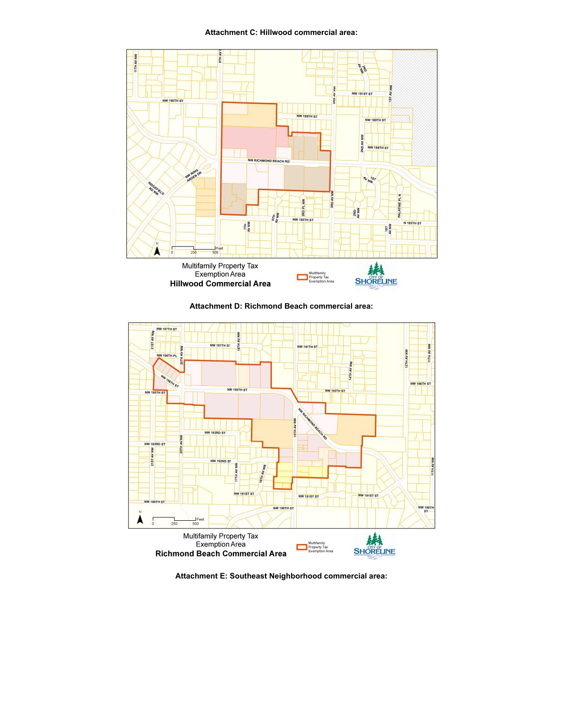**Attachment C: Hillwood commercial area:**

Multifamily Property Tax Exemption Area

**Hillwood Commercial Area**

**Attachment D: Richmond Beach commercial area:**

Multifamily Property Tax Exemption Area

**Richmond Beach Commercial Area**

**Attachment E: Southeast Neighborhood commercial area:**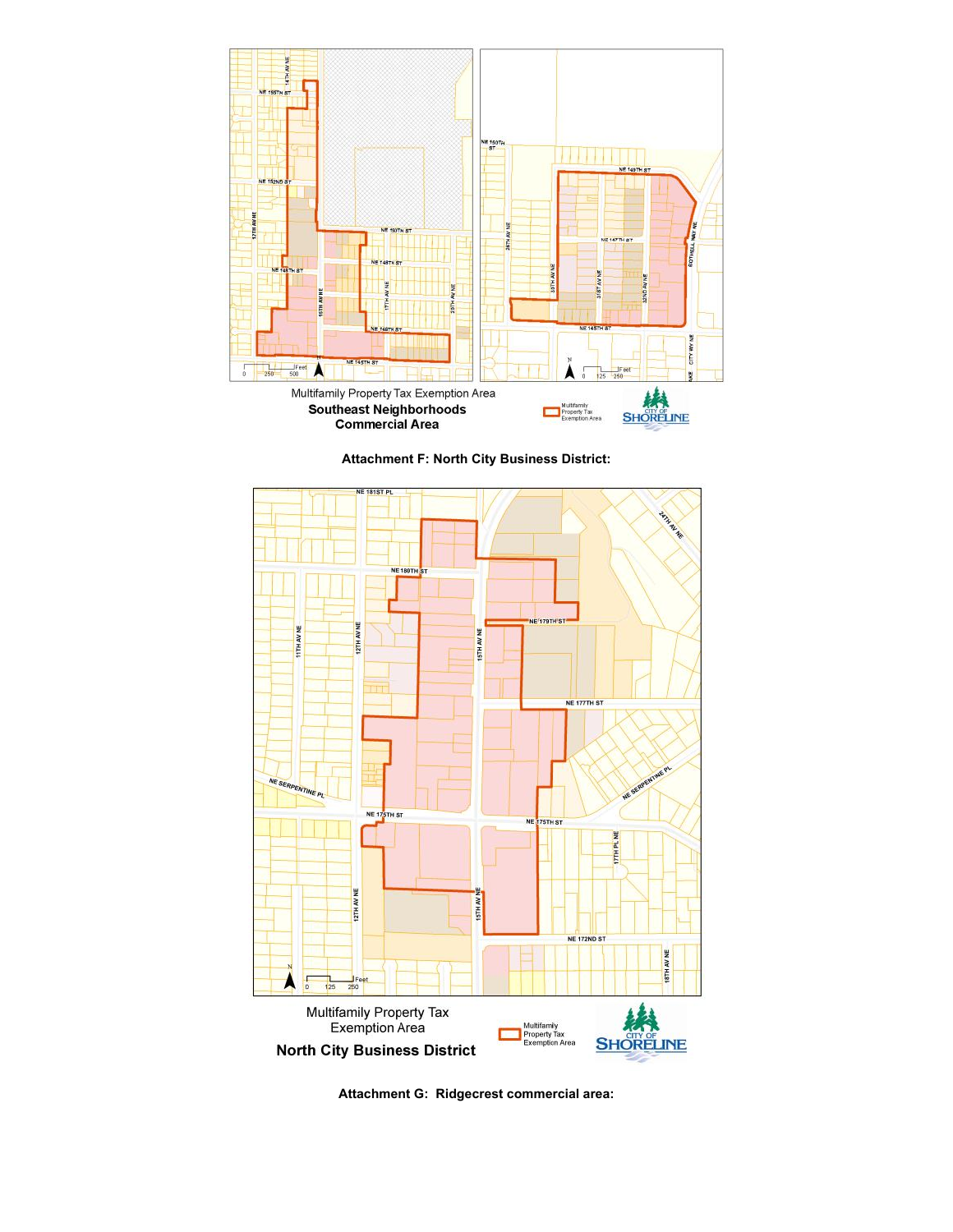Multifamily Property Tax Exemption Area

**Southeast Neighborhoods Commercial Area**

**Attachment F: North City Business District:**

Multifamily Property Tax Exemption Area

**North City Business District**

**Attachment G: Ridgecrest commercial area:**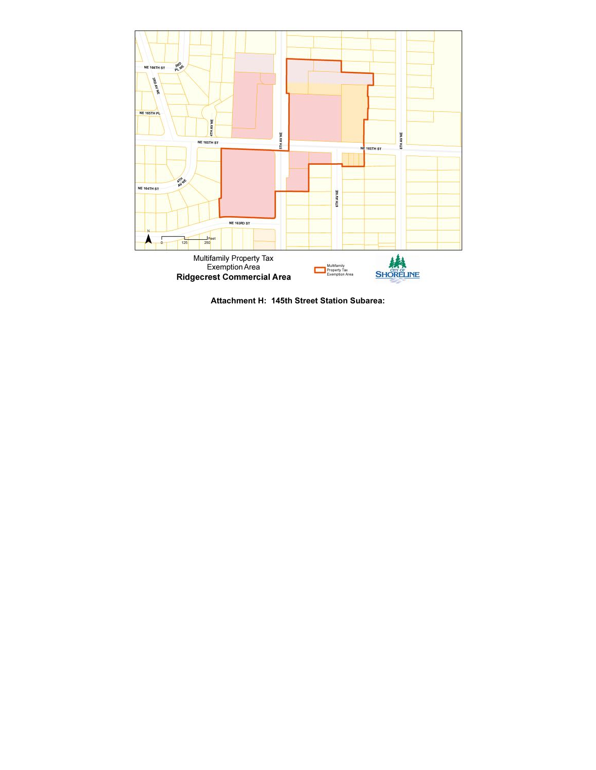NE 166TH ST

3RD PL NE

3RD AV NE

NE 165TH PL

4TH AV NE

NE 165TH ST

5TH AV NE

NE 165TH ST

8TH AV NE

4TH AV NE

NE 164TH ST

6TH AV NE

NE 163RD ST

N

0 125 250 Feet

Multifamily Property Tax Exemption Area

**Ridgecrest Commercial Area**

Multifamily Property Tax Exemption Area

CITY OF SHORELINE

**Attachment H: 145th Street Station Subarea:**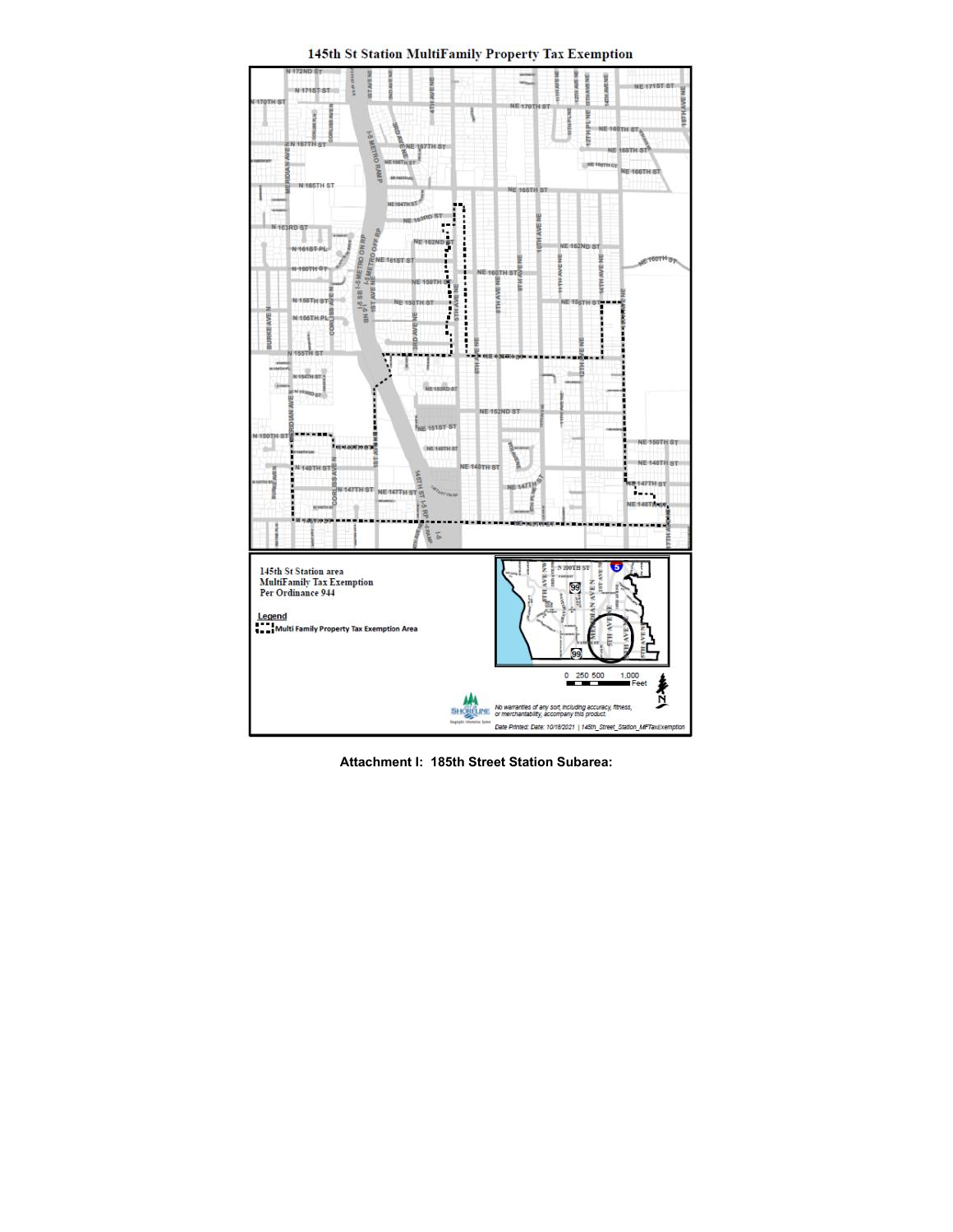# 145th St Station MultiFamily Property Tax Exemption

145th St Station area
MultiFamily Tax Exemption
Per Ordinance 944

Legend

Multi Family Property Tax Exemption Area

0 250 500 1,000 Feet

No warranties of any sort, including accuracy, fitness, or merchantability, accompany this product.

Date Printed: Date: 10/18/2021 | 145th_Street_Station_MFTaxExemption

**Attachment I: 185th Street Station Subarea:**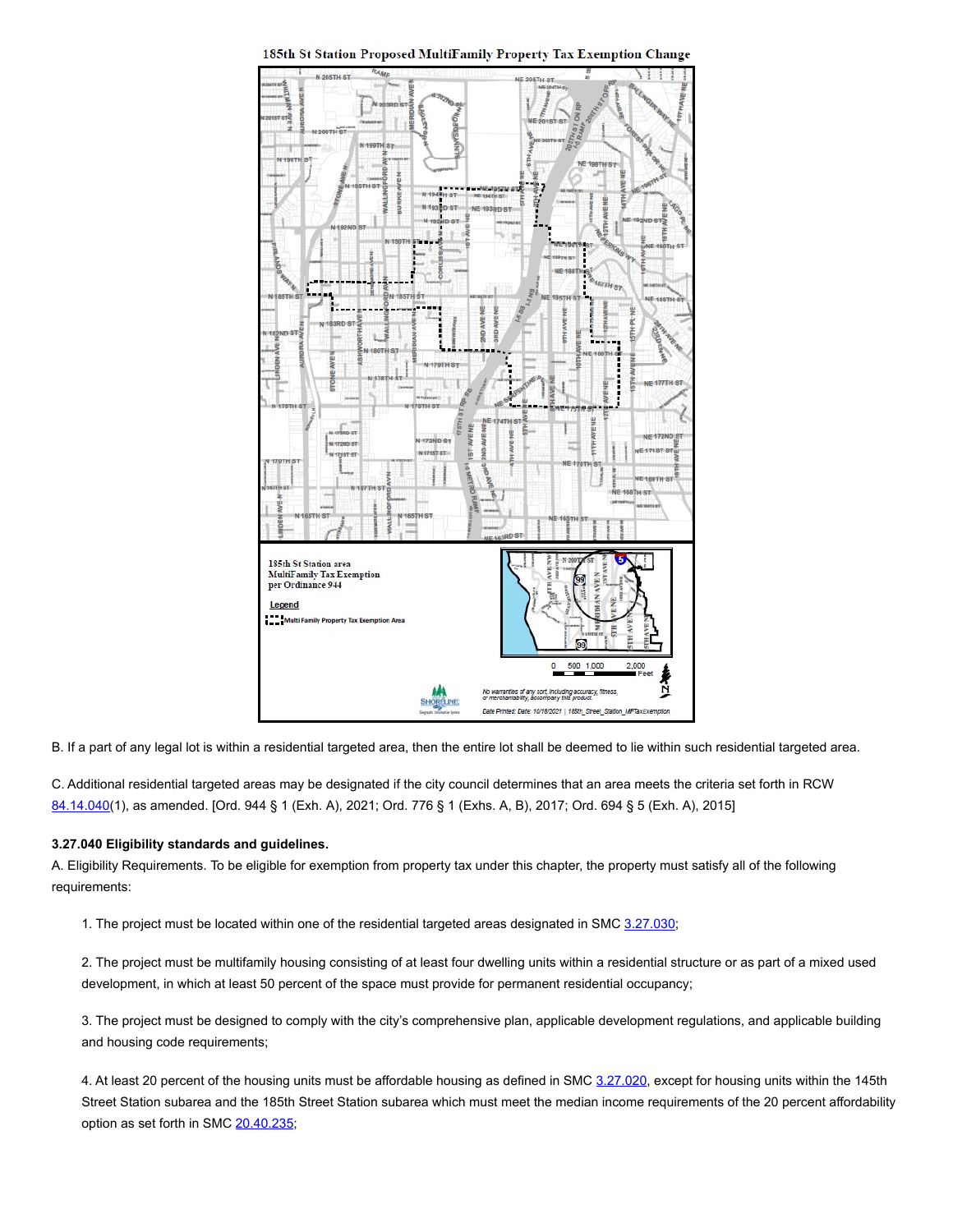185th St Station Proposed MultiFamily Property Tax Exemption Change

185th St Station area
MultiFamily Tax Exemption
per Ordinance 944

Legend

Multi Family Property Tax Exemption Area

No warranties of any sort, including accuracy, fitness, or merchantability, accompany this product.

Date Printed: Date: 10/18/2021 | 185th_Street_Station_MFTaxExemption

B. If a part of any legal lot is within a residential targeted area, then the entire lot shall be deemed to lie within such residential targeted area.

C. Additional residential targeted areas may be designated if the city council determines that an area meets the criteria set forth in RCW 84.14.040(1), as amended. [Ord. 944 § 1 (Exh. A), 2021; Ord. 776 § 1 (Exhs. A, B), 2017; Ord. 694 § 5 (Exh. A), 2015]

**3.27.040 Eligibility standards and guidelines.**

A. Eligibility Requirements. To be eligible for exemption from property tax under this chapter, the property must satisfy all of the following requirements:

1. The project must be located within one of the residential targeted areas designated in SMC 3.27.030;

2. The project must be multifamily housing consisting of at least four dwelling units within a residential structure or as part of a mixed used development, in which at least 50 percent of the space must provide for permanent residential occupancy;

3. The project must be designed to comply with the city's comprehensive plan, applicable development regulations, and applicable building and housing code requirements;

4. At least 20 percent of the housing units must be affordable housing as defined in SMC 3.27.020, except for housing units within the 145th Street Station subarea and the 185th Street Station subarea which must meet the median income requirements of the 20 percent affordability option as set forth in SMC 20.40.235;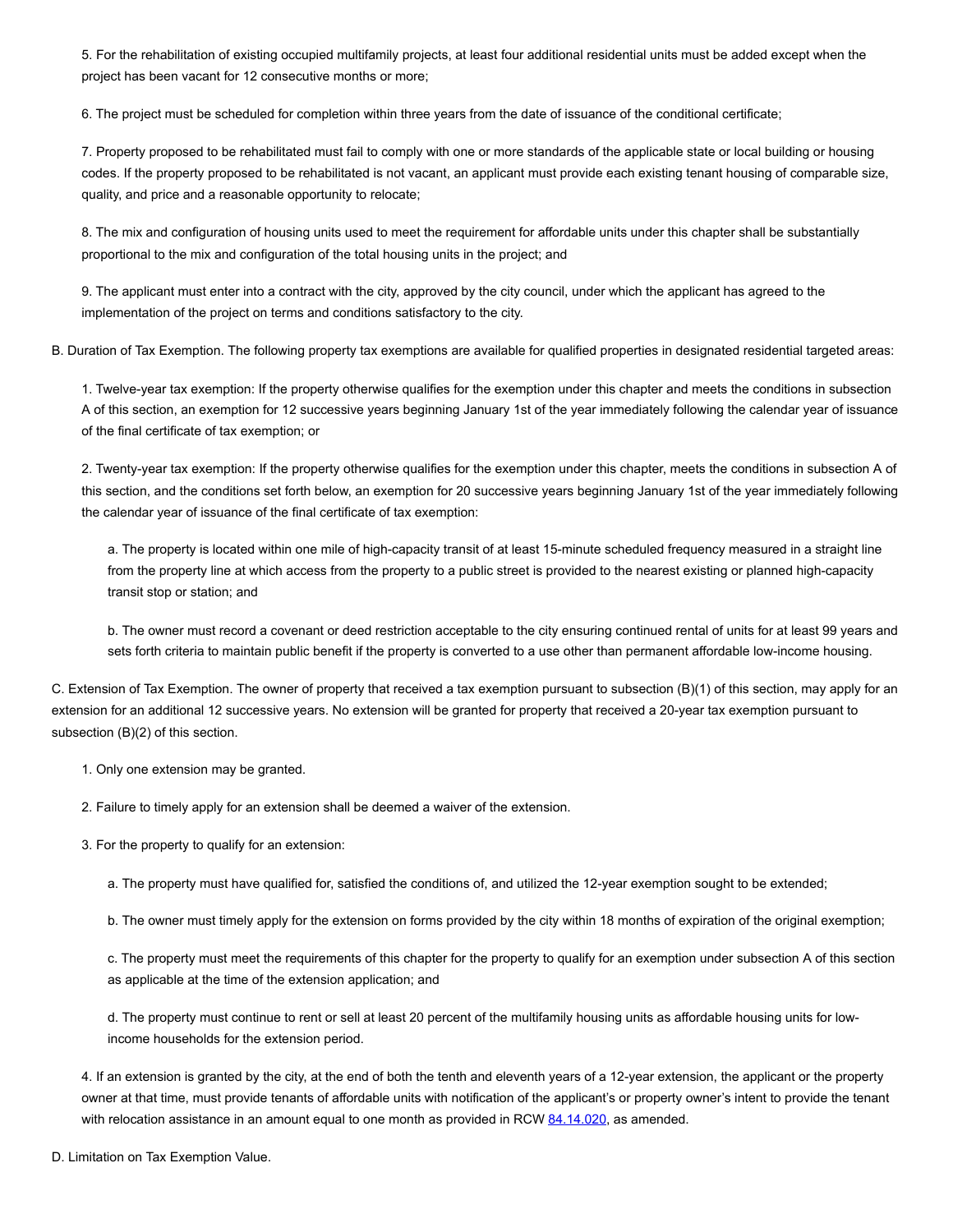5. For the rehabilitation of existing occupied multifamily projects, at least four additional residential units must be added except when the project has been vacant for 12 consecutive months or more;

6. The project must be scheduled for completion within three years from the date of issuance of the conditional certificate;

7. Property proposed to be rehabilitated must fail to comply with one or more standards of the applicable state or local building or housing codes. If the property proposed to be rehabilitated is not vacant, an applicant must provide each existing tenant housing of comparable size, quality, and price and a reasonable opportunity to relocate;

8. The mix and configuration of housing units used to meet the requirement for affordable units under this chapter shall be substantially proportional to the mix and configuration of the total housing units in the project; and

9. The applicant must enter into a contract with the city, approved by the city council, under which the applicant has agreed to the implementation of the project on terms and conditions satisfactory to the city.

B. Duration of Tax Exemption. The following property tax exemptions are available for qualified properties in designated residential targeted areas:

1. Twelve-year tax exemption: If the property otherwise qualifies for the exemption under this chapter and meets the conditions in subsection A of this section, an exemption for 12 successive years beginning January 1st of the year immediately following the calendar year of issuance of the final certificate of tax exemption; or

2. Twenty-year tax exemption: If the property otherwise qualifies for the exemption under this chapter, meets the conditions in subsection A of this section, and the conditions set forth below, an exemption for 20 successive years beginning January 1st of the year immediately following the calendar year of issuance of the final certificate of tax exemption:

a. The property is located within one mile of high-capacity transit of at least 15-minute scheduled frequency measured in a straight line from the property line at which access from the property to a public street is provided to the nearest existing or planned high-capacity transit stop or station; and

b. The owner must record a covenant or deed restriction acceptable to the city ensuring continued rental of units for at least 99 years and sets forth criteria to maintain public benefit if the property is converted to a use other than permanent affordable low-income housing.

C. Extension of Tax Exemption. The owner of property that received a tax exemption pursuant to subsection (B)(1) of this section, may apply for an extension for an additional 12 successive years. No extension will be granted for property that received a 20-year tax exemption pursuant to subsection (B)(2) of this section.

1. Only one extension may be granted.

2. Failure to timely apply for an extension shall be deemed a waiver of the extension.

3. For the property to qualify for an extension:

a. The property must have qualified for, satisfied the conditions of, and utilized the 12-year exemption sought to be extended;

b. The owner must timely apply for the extension on forms provided by the city within 18 months of expiration of the original exemption;

c. The property must meet the requirements of this chapter for the property to qualify for an exemption under subsection A of this section as applicable at the time of the extension application; and

d. The property must continue to rent or sell at least 20 percent of the multifamily housing units as affordable housing units for low-income households for the extension period.

4. If an extension is granted by the city, at the end of both the tenth and eleventh years of a 12-year extension, the applicant or the property owner at that time, must provide tenants of affordable units with notification of the applicant's or property owner's intent to provide the tenant with relocation assistance in an amount equal to one month as provided in RCW 84.14.020, as amended.

D. Limitation on Tax Exemption Value.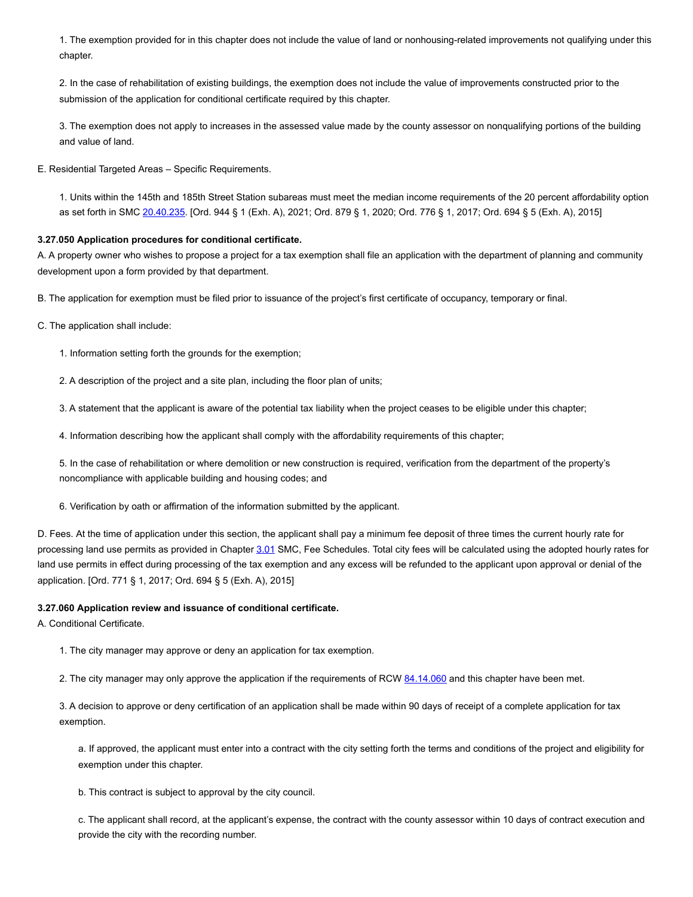1. The exemption provided for in this chapter does not include the value of land or nonhousing-related improvements not qualifying under this chapter.

2. In the case of rehabilitation of existing buildings, the exemption does not include the value of improvements constructed prior to the submission of the application for conditional certificate required by this chapter.

3. The exemption does not apply to increases in the assessed value made by the county assessor on nonqualifying portions of the building and value of land.

E. Residential Targeted Areas – Specific Requirements.

1. Units within the 145th and 185th Street Station subareas must meet the median income requirements of the 20 percent affordability option as set forth in SMC 20.40.235. [Ord. 944 § 1 (Exh. A), 2021; Ord. 879 § 1, 2020; Ord. 776 § 1, 2017; Ord. 694 § 5 (Exh. A), 2015]

**3.27.050 Application procedures for conditional certificate.**

A. A property owner who wishes to propose a project for a tax exemption shall file an application with the department of planning and community development upon a form provided by that department.

B. The application for exemption must be filed prior to issuance of the project's first certificate of occupancy, temporary or final.

C. The application shall include:

1. Information setting forth the grounds for the exemption;

2. A description of the project and a site plan, including the floor plan of units;

3. A statement that the applicant is aware of the potential tax liability when the project ceases to be eligible under this chapter;

4. Information describing how the applicant shall comply with the affordability requirements of this chapter;

5. In the case of rehabilitation or where demolition or new construction is required, verification from the department of the property's noncompliance with applicable building and housing codes; and

6. Verification by oath or affirmation of the information submitted by the applicant.

D. Fees. At the time of application under this section, the applicant shall pay a minimum fee deposit of three times the current hourly rate for processing land use permits as provided in Chapter 3.01 SMC, Fee Schedules. Total city fees will be calculated using the adopted hourly rates for land use permits in effect during processing of the tax exemption and any excess will be refunded to the applicant upon approval or denial of the application. [Ord. 771 § 1, 2017; Ord. 694 § 5 (Exh. A), 2015]

**3.27.060 Application review and issuance of conditional certificate.**

A. Conditional Certificate.

1. The city manager may approve or deny an application for tax exemption.

2. The city manager may only approve the application if the requirements of RCW 84.14.060 and this chapter have been met.

3. A decision to approve or deny certification of an application shall be made within 90 days of receipt of a complete application for tax exemption.

a. If approved, the applicant must enter into a contract with the city setting forth the terms and conditions of the project and eligibility for exemption under this chapter.

b. This contract is subject to approval by the city council.

c. The applicant shall record, at the applicant's expense, the contract with the county assessor within 10 days of contract execution and provide the city with the recording number.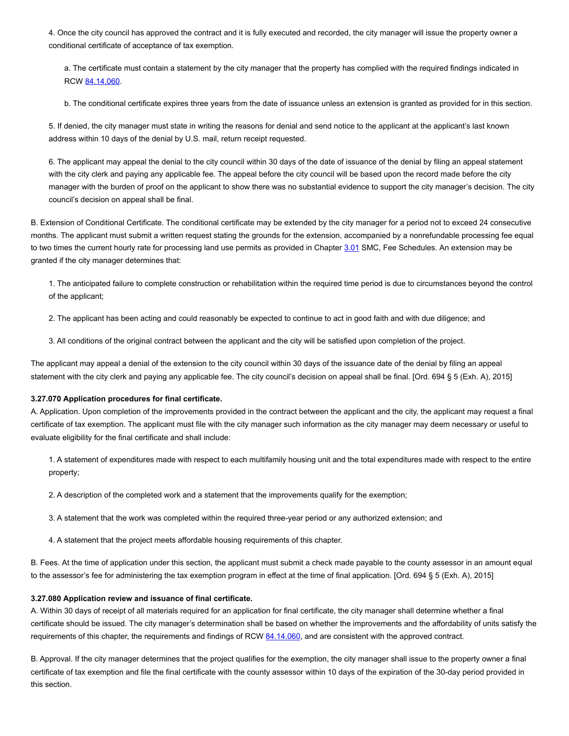4. Once the city council has approved the contract and it is fully executed and recorded, the city manager will issue the property owner a conditional certificate of acceptance of tax exemption.

a. The certificate must contain a statement by the city manager that the property has complied with the required findings indicated in RCW 84.14.060.

b. The conditional certificate expires three years from the date of issuance unless an extension is granted as provided for in this section.

5. If denied, the city manager must state in writing the reasons for denial and send notice to the applicant at the applicant's last known address within 10 days of the denial by U.S. mail, return receipt requested.

6. The applicant may appeal the denial to the city council within 30 days of the date of issuance of the denial by filing an appeal statement with the city clerk and paying any applicable fee. The appeal before the city council will be based upon the record made before the city manager with the burden of proof on the applicant to show there was no substantial evidence to support the city manager's decision. The city council's decision on appeal shall be final.

B. Extension of Conditional Certificate. The conditional certificate may be extended by the city manager for a period not to exceed 24 consecutive months. The applicant must submit a written request stating the grounds for the extension, accompanied by a nonrefundable processing fee equal to two times the current hourly rate for processing land use permits as provided in Chapter 3.01 SMC, Fee Schedules. An extension may be granted if the city manager determines that:

1. The anticipated failure to complete construction or rehabilitation within the required time period is due to circumstances beyond the control of the applicant;

2. The applicant has been acting and could reasonably be expected to continue to act in good faith and with due diligence; and

3. All conditions of the original contract between the applicant and the city will be satisfied upon completion of the project.

The applicant may appeal a denial of the extension to the city council within 30 days of the issuance date of the denial by filing an appeal statement with the city clerk and paying any applicable fee. The city council's decision on appeal shall be final. [Ord. 694 § 5 (Exh. A), 2015]

**3.27.070 Application procedures for final certificate.**

A. Application. Upon completion of the improvements provided in the contract between the applicant and the city, the applicant may request a final certificate of tax exemption. The applicant must file with the city manager such information as the city manager may deem necessary or useful to evaluate eligibility for the final certificate and shall include:

1. A statement of expenditures made with respect to each multifamily housing unit and the total expenditures made with respect to the entire property;

2. A description of the completed work and a statement that the improvements qualify for the exemption;

3. A statement that the work was completed within the required three-year period or any authorized extension; and

4. A statement that the project meets affordable housing requirements of this chapter.

B. Fees. At the time of application under this section, the applicant must submit a check made payable to the county assessor in an amount equal to the assessor's fee for administering the tax exemption program in effect at the time of final application. [Ord. 694 § 5 (Exh. A), 2015]

**3.27.080 Application review and issuance of final certificate.**

A. Within 30 days of receipt of all materials required for an application for final certificate, the city manager shall determine whether a final certificate should be issued. The city manager's determination shall be based on whether the improvements and the affordability of units satisfy the requirements of this chapter, the requirements and findings of RCW 84.14.060, and are consistent with the approved contract.

B. Approval. If the city manager determines that the project qualifies for the exemption, the city manager shall issue to the property owner a final certificate of tax exemption and file the final certificate with the county assessor within 10 days of the expiration of the 30-day period provided in this section.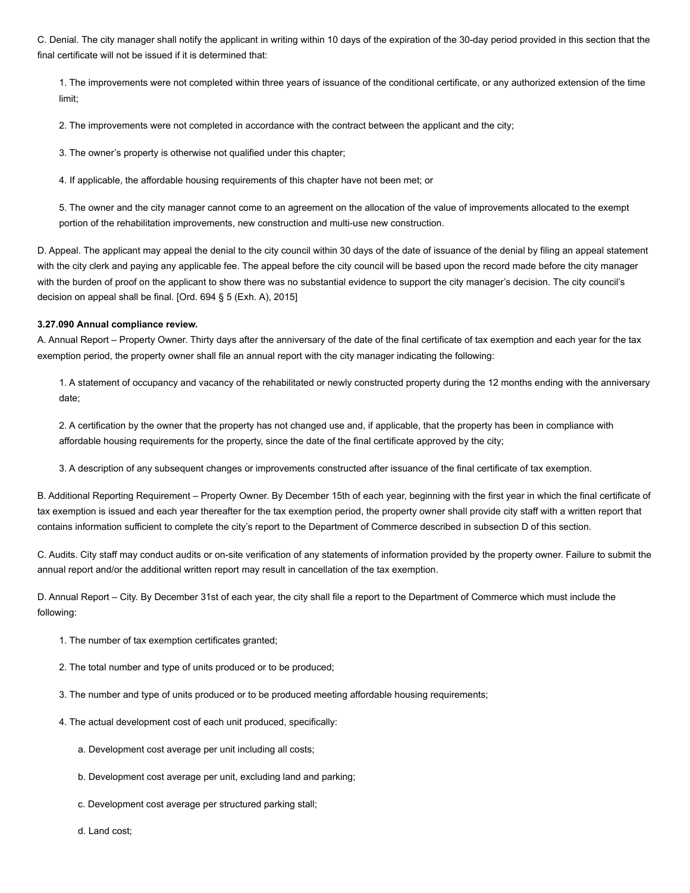C. Denial. The city manager shall notify the applicant in writing within 10 days of the expiration of the 30-day period provided in this section that the final certificate will not be issued if it is determined that:

1. The improvements were not completed within three years of issuance of the conditional certificate, or any authorized extension of the time limit;

2. The improvements were not completed in accordance with the contract between the applicant and the city;

3. The owner's property is otherwise not qualified under this chapter;

4. If applicable, the affordable housing requirements of this chapter have not been met; or

5. The owner and the city manager cannot come to an agreement on the allocation of the value of improvements allocated to the exempt portion of the rehabilitation improvements, new construction and multi-use new construction.

D. Appeal. The applicant may appeal the denial to the city council within 30 days of the date of issuance of the denial by filing an appeal statement with the city clerk and paying any applicable fee. The appeal before the city council will be based upon the record made before the city manager with the burden of proof on the applicant to show there was no substantial evidence to support the city manager's decision. The city council's decision on appeal shall be final. [Ord. 694 § 5 (Exh. A), 2015]

**3.27.090 Annual compliance review.**

A. Annual Report – Property Owner. Thirty days after the anniversary of the date of the final certificate of tax exemption and each year for the tax exemption period, the property owner shall file an annual report with the city manager indicating the following:

1. A statement of occupancy and vacancy of the rehabilitated or newly constructed property during the 12 months ending with the anniversary date;

2. A certification by the owner that the property has not changed use and, if applicable, that the property has been in compliance with affordable housing requirements for the property, since the date of the final certificate approved by the city;

3. A description of any subsequent changes or improvements constructed after issuance of the final certificate of tax exemption.

B. Additional Reporting Requirement – Property Owner. By December 15th of each year, beginning with the first year in which the final certificate of tax exemption is issued and each year thereafter for the tax exemption period, the property owner shall provide city staff with a written report that contains information sufficient to complete the city's report to the Department of Commerce described in subsection D of this section.

C. Audits. City staff may conduct audits or on-site verification of any statements of information provided by the property owner. Failure to submit the annual report and/or the additional written report may result in cancellation of the tax exemption.

D. Annual Report – City. By December 31st of each year, the city shall file a report to the Department of Commerce which must include the following:

1. The number of tax exemption certificates granted;

2. The total number and type of units produced or to be produced;

3. The number and type of units produced or to be produced meeting affordable housing requirements;

4. The actual development cost of each unit produced, specifically:

   a. Development cost average per unit including all costs;

   b. Development cost average per unit, excluding land and parking;

   c. Development cost average per structured parking stall;

   d. Land cost;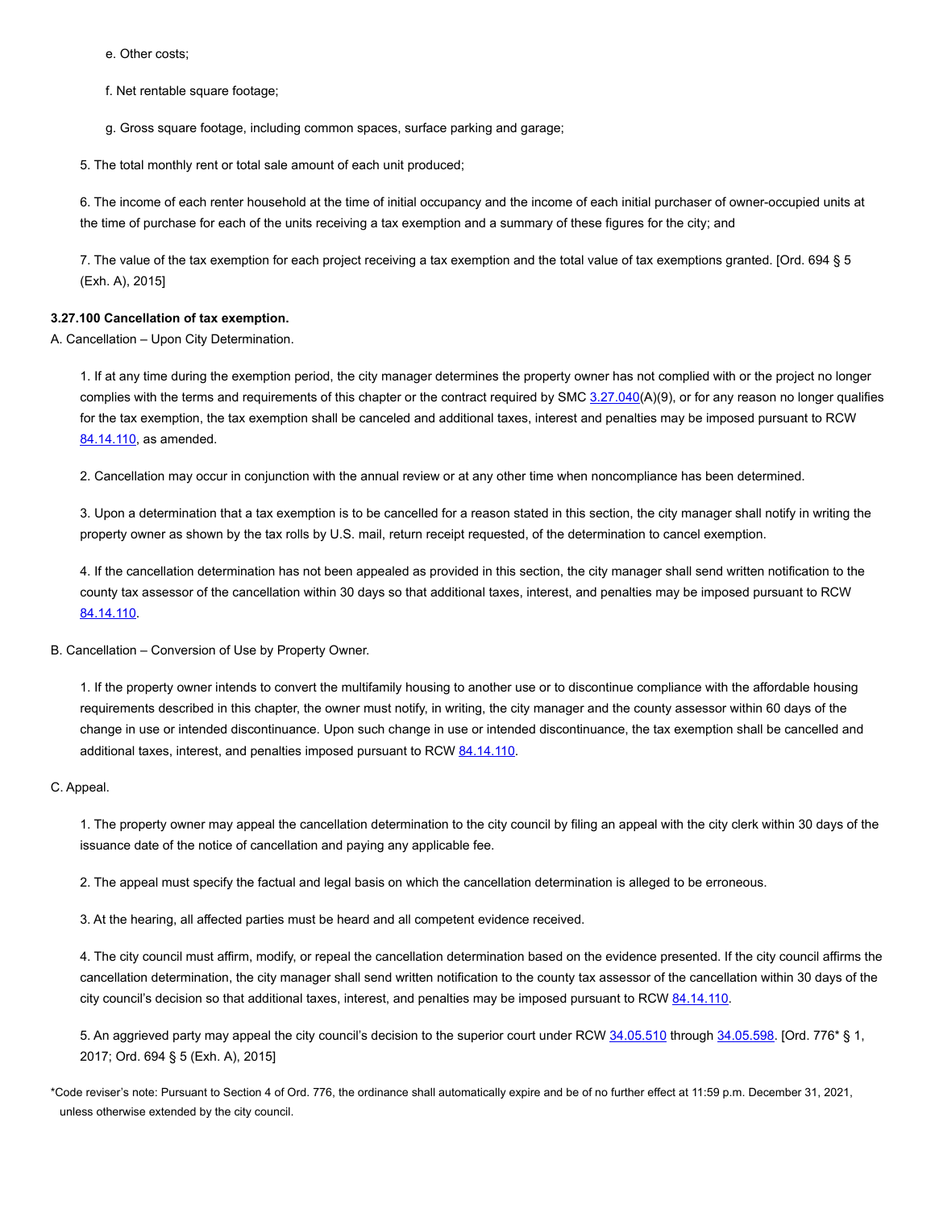e. Other costs;

f. Net rentable square footage;

g. Gross square footage, including common spaces, surface parking and garage;

5. The total monthly rent or total sale amount of each unit produced;

6. The income of each renter household at the time of initial occupancy and the income of each initial purchaser of owner-occupied units at the time of purchase for each of the units receiving a tax exemption and a summary of these figures for the city; and

7. The value of the tax exemption for each project receiving a tax exemption and the total value of tax exemptions granted. [Ord. 694 § 5 (Exh. A), 2015]

**3.27.100 Cancellation of tax exemption.**

A. Cancellation – Upon City Determination.

1. If at any time during the exemption period, the city manager determines the property owner has not complied with or the project no longer complies with the terms and requirements of this chapter or the contract required by SMC 3.27.040(A)(9), or for any reason no longer qualifies for the tax exemption, the tax exemption shall be canceled and additional taxes, interest and penalties may be imposed pursuant to RCW 84.14.110, as amended.

2. Cancellation may occur in conjunction with the annual review or at any other time when noncompliance has been determined.

3. Upon a determination that a tax exemption is to be cancelled for a reason stated in this section, the city manager shall notify in writing the property owner as shown by the tax rolls by U.S. mail, return receipt requested, of the determination to cancel exemption.

4. If the cancellation determination has not been appealed as provided in this section, the city manager shall send written notification to the county tax assessor of the cancellation within 30 days so that additional taxes, interest, and penalties may be imposed pursuant to RCW 84.14.110.

B. Cancellation – Conversion of Use by Property Owner.

1. If the property owner intends to convert the multifamily housing to another use or to discontinue compliance with the affordable housing requirements described in this chapter, the owner must notify, in writing, the city manager and the county assessor within 60 days of the change in use or intended discontinuance. Upon such change in use or intended discontinuance, the tax exemption shall be cancelled and additional taxes, interest, and penalties imposed pursuant to RCW 84.14.110.

C. Appeal.

1. The property owner may appeal the cancellation determination to the city council by filing an appeal with the city clerk within 30 days of the issuance date of the notice of cancellation and paying any applicable fee.

2. The appeal must specify the factual and legal basis on which the cancellation determination is alleged to be erroneous.

3. At the hearing, all affected parties must be heard and all competent evidence received.

4. The city council must affirm, modify, or repeal the cancellation determination based on the evidence presented. If the city council affirms the cancellation determination, the city manager shall send written notification to the county tax assessor of the cancellation within 30 days of the city council's decision so that additional taxes, interest, and penalties may be imposed pursuant to RCW 84.14.110.

5. An aggrieved party may appeal the city council's decision to the superior court under RCW 34.05.510 through 34.05.598. [Ord. 776* § 1, 2017; Ord. 694 § 5 (Exh. A), 2015]

*Code reviser's note: Pursuant to Section 4 of Ord. 776, the ordinance shall automatically expire and be of no further effect at 11:59 p.m. December 31, 2021, unless otherwise extended by the city council.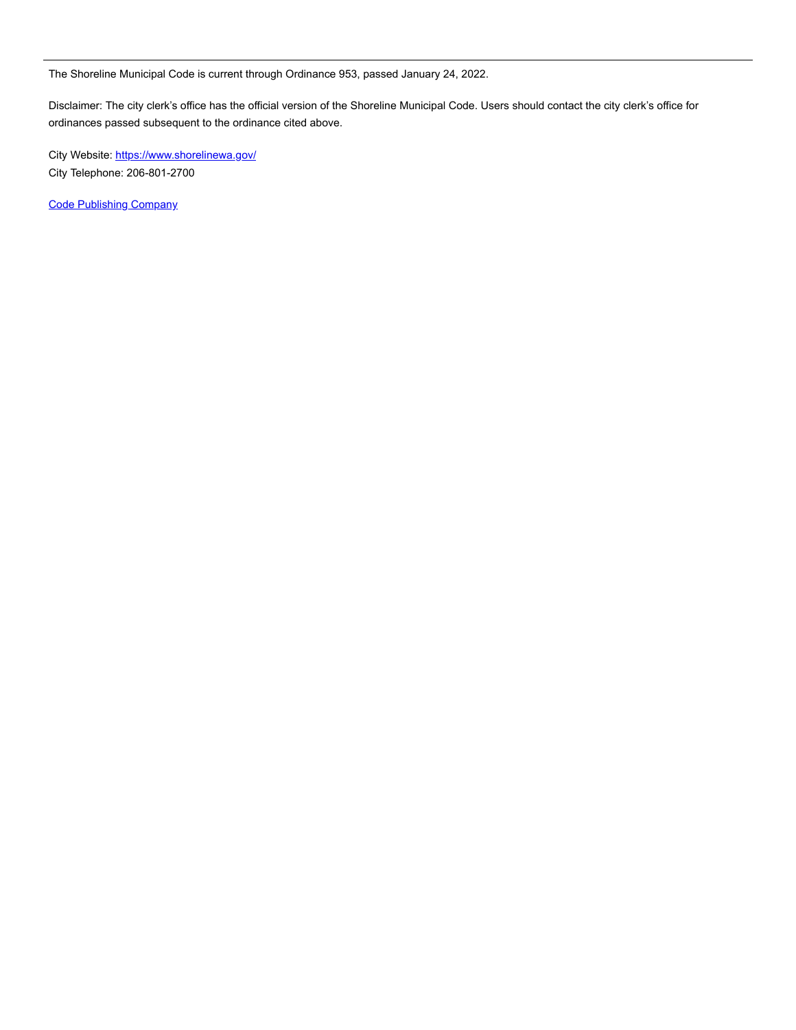The Shoreline Municipal Code is current through Ordinance 953, passed January 24, 2022.

Disclaimer: The city clerk’s office has the official version of the Shoreline Municipal Code. Users should contact the city clerk’s office for ordinances passed subsequent to the ordinance cited above.

City Website: [https://www.shorelinewa.gov/](https://www.shorelinewa.gov/)
City Telephone: 206-801-2700

[Code Publishing Company](https://www.codepublishing.com/)